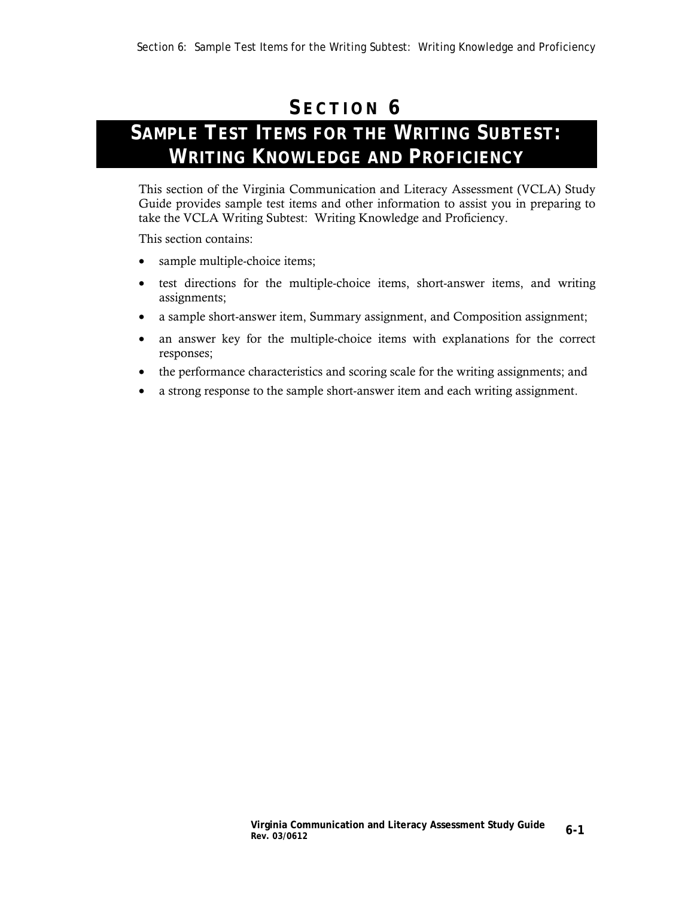# SECTION 6

## SAMPLE TEST ITEMS FOR THE WRITING SUBTEST: WRITING KNOWLEDGE AND PROFICIENCY

This section of the Virginia Communication and Literacy Assessment (VCLA) Study Guide provides sample test items and other information to assist you in preparing to take the VCLA Writing Subtest: Writing Knowledge and Proficiency.

This section contains:

- sample multiple-choice items;
- test directions for the multiple-choice items, short-answer items, and writing assignments;
- a sample short-answer item, Summary assignment, and Composition assignment;
- an answer key for the multiple-choice items with explanations for the correct responses;
- the performance characteristics and scoring scale for the writing assignments; and
- a strong response to the sample short-answer item and each writing assignment.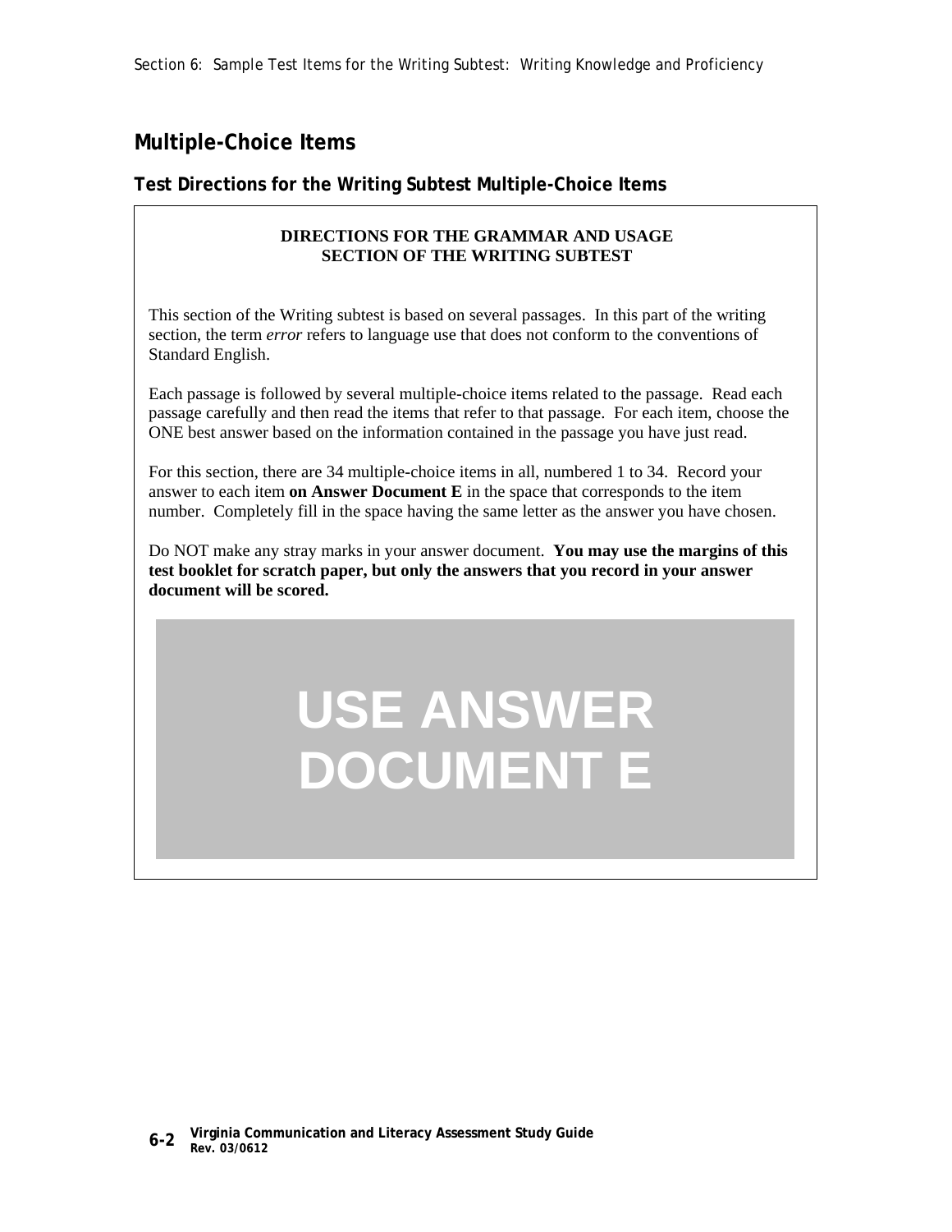## Multiple-Choice Items

### Test Directions for the Writing Subtest Multiple-Choice Items

**DIRECTIONS FOR THE GRAMMAR AND USAGE SECTION OF THE WRITING SUBTEST**

This section of the Writing subtest is based on several passages. In this part of the writing section, the term *error* refers to language use that does not conform to the conventions of Standard English.

Each passage is followed by several multiple-choice items related to the passage. Read each passage carefully and then read the items that refer to that passage. For each item, choose the ONE best answer based on the information contained in the passage you have just read.

For this section, there are 34 multiple-choice items in all, numbered 1 to 34. Record your answer to each item **on Answer Document E** in the space that corresponds to the item number. Completely fill in the space having the same letter as the answer you have chosen.

Do NOT make any stray marks in your answer document. **You may use the margins of this test booklet for scratch paper, but only the answers that you record in your answer document will be scored.**

**USE ANSWER DOCUMENT E**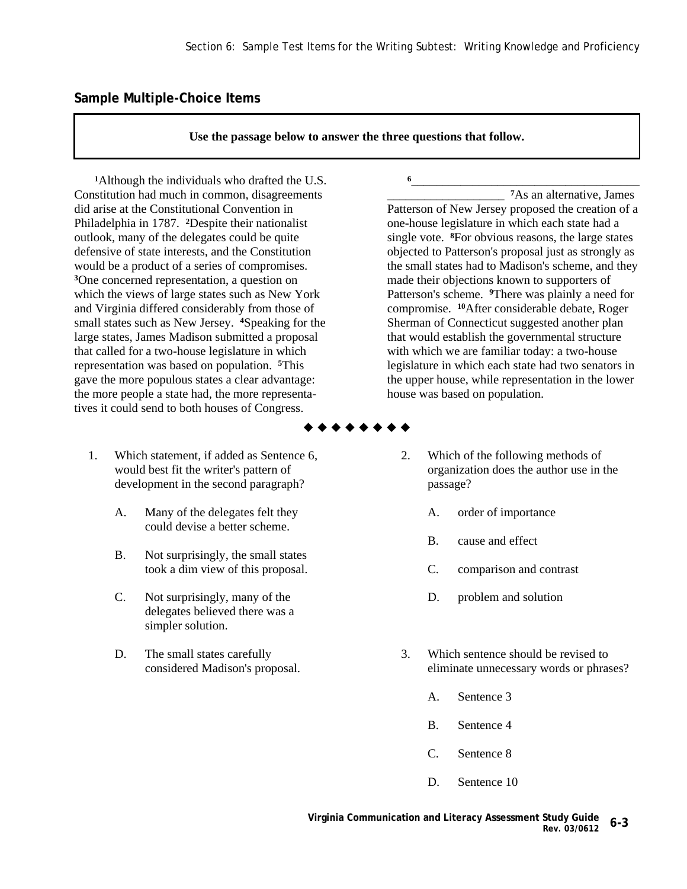## Sample Multiple-Choice Items

**Use the passage below to answer the three questions that follow.**

[1]Although the individuals who drafted the U.S. Constitution had much in common, disagreements did arise at the Constitutional Convention in Philadelphia in 1787. [2]Despite their nationalist outlook, many of the delegates could be quite defensive of state interests, and the Constitution would be a product of a series of compromises. [3]One concerned representation, a question on which the views of large states such as New York and Virginia differed considerably from those of small states such as New Jersey. [4]Speaking for the large states, James Madison submitted a proposal that called for a two-house legislature in which representation was based on population. [5]This gave the more populous states a clear advantage: the more people a state had, the more representatives it could send to both houses of Congress.

[6]________________________________________________________ [7]As an alternative, James Patterson of New Jersey proposed the creation of a one-house legislature in which each state had a single vote. [8]For obvious reasons, the large states objected to Patterson's proposal just as strongly as the small states had to Madison's scheme, and they made their objections known to supporters of Patterson's scheme. [9]There was plainly a need for compromise. [10]After considerable debate, Roger Sherman of Connecticut suggested another plan that would establish the governmental structure with which we are familiar today: a two-house legislature in which each state had two senators in the upper house, while representation in the lower house was based on population.

◆ ◆ ◆ ◆ ◆ ◆ ◆ ◆

1. Which statement, if added as Sentence 6, would best fit the writer's pattern of development in the second paragraph?

   A. Many of the delegates felt they could devise a better scheme.

   B. Not surprisingly, the small states took a dim view of this proposal.

   C. Not surprisingly, many of the delegates believed there was a simpler solution.

   D. The small states carefully considered Madison's proposal.

2. Which of the following methods of organization does the author use in the passage?

   A. order of importance

   B. cause and effect

   C. comparison and contrast

   D. problem and solution

3. Which sentence should be revised to eliminate unnecessary words or phrases?

   A. Sentence 3

   B. Sentence 4

   C. Sentence 8

   D. Sentence 10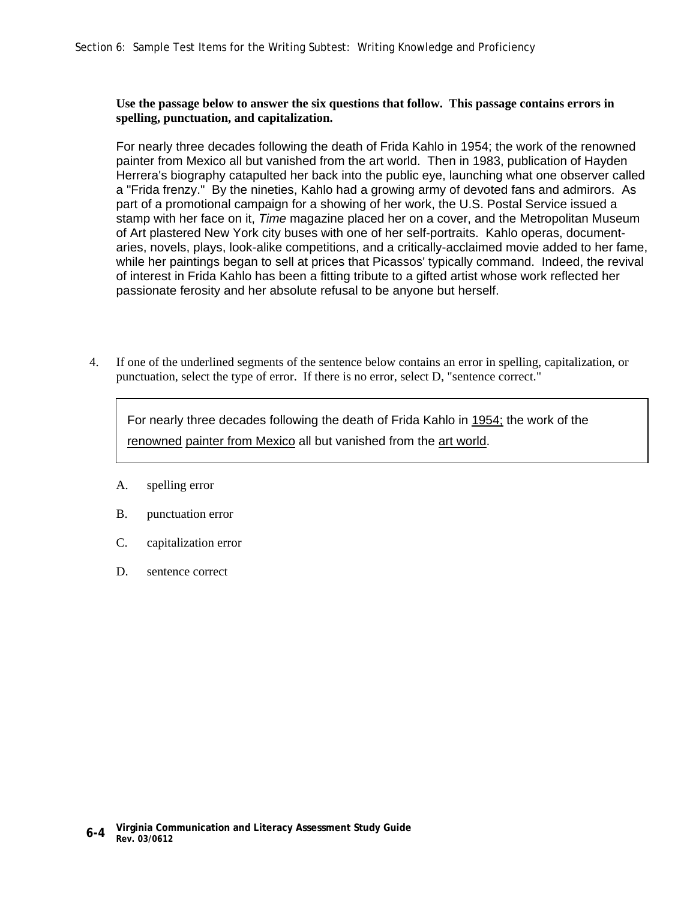**Use the passage below to answer the six questions that follow. This passage contains errors in spelling, punctuation, and capitalization.**

For nearly three decades following the death of Frida Kahlo in 1954; the work of the renowned painter from Mexico all but vanished from the art world. Then in 1983, publication of Hayden Herrera's biography catapulted her back into the public eye, launching what one observer called a "Frida frenzy." By the nineties, Kahlo had a growing army of devoted fans and admirors. As part of a promotional campaign for a showing of her work, the U.S. Postal Service issued a stamp with her face on it, *Time* magazine placed her on a cover, and the Metropolitan Museum of Art plastered New York city buses with one of her self-portraits. Kahlo operas, documentaries, novels, plays, look-alike competitions, and a critically-acclaimed movie added to her fame, while her paintings began to sell at prices that Picassos' typically command. Indeed, the revival of interest in Frida Kahlo has been a fitting tribute to a gifted artist whose work reflected her passionate ferosity and her absolute refusal to be anyone but herself.

4. If one of the underlined segments of the sentence below contains an error in spelling, capitalization, or punctuation, select the type of error. If there is no error, select D, "sentence correct."

> For nearly three decades following the death of Frida Kahlo in <u>1954;</u> the work of the <u>renowned</u> <u>painter from Mexico</u> all but vanished from the <u>art world</u>.

A. spelling error

B. punctuation error

C. capitalization error

D. sentence correct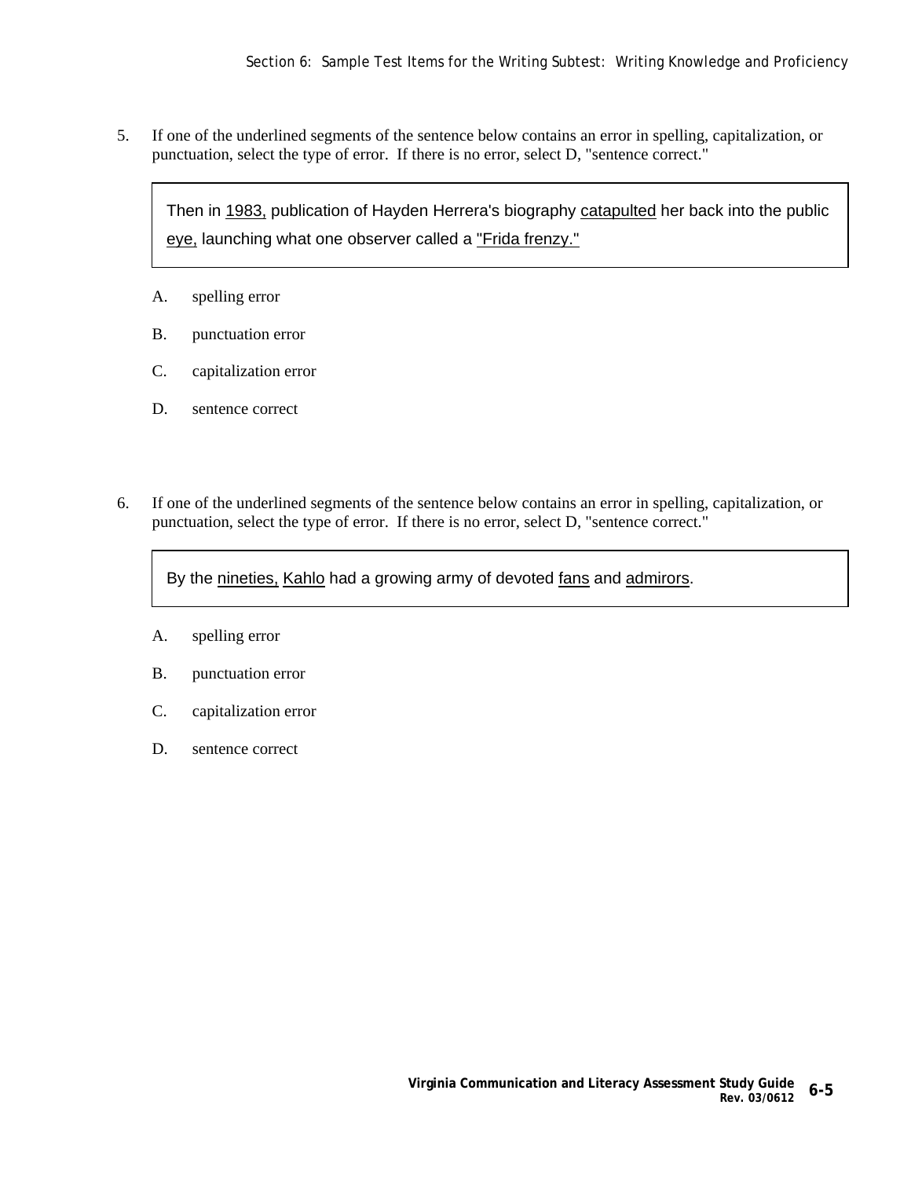5. If one of the underlined segments of the sentence below contains an error in spelling, capitalization, or punctuation, select the type of error. If there is no error, select D, "sentence correct."

> Then in <u>1983,</u> publication of Hayden Herrera's biography <u>catapulted</u> her back into the public <u>eye,</u> launching what one observer called a <u>"Frida frenzy."</u>

A. spelling error

B. punctuation error

C. capitalization error

D. sentence correct

6. If one of the underlined segments of the sentence below contains an error in spelling, capitalization, or punctuation, select the type of error. If there is no error, select D, "sentence correct."

> By the <u>nineties,</u> <u>Kahlo</u> had a growing army of devoted <u>fans</u> and <u>admirors</u>.

A. spelling error

B. punctuation error

C. capitalization error

D. sentence correct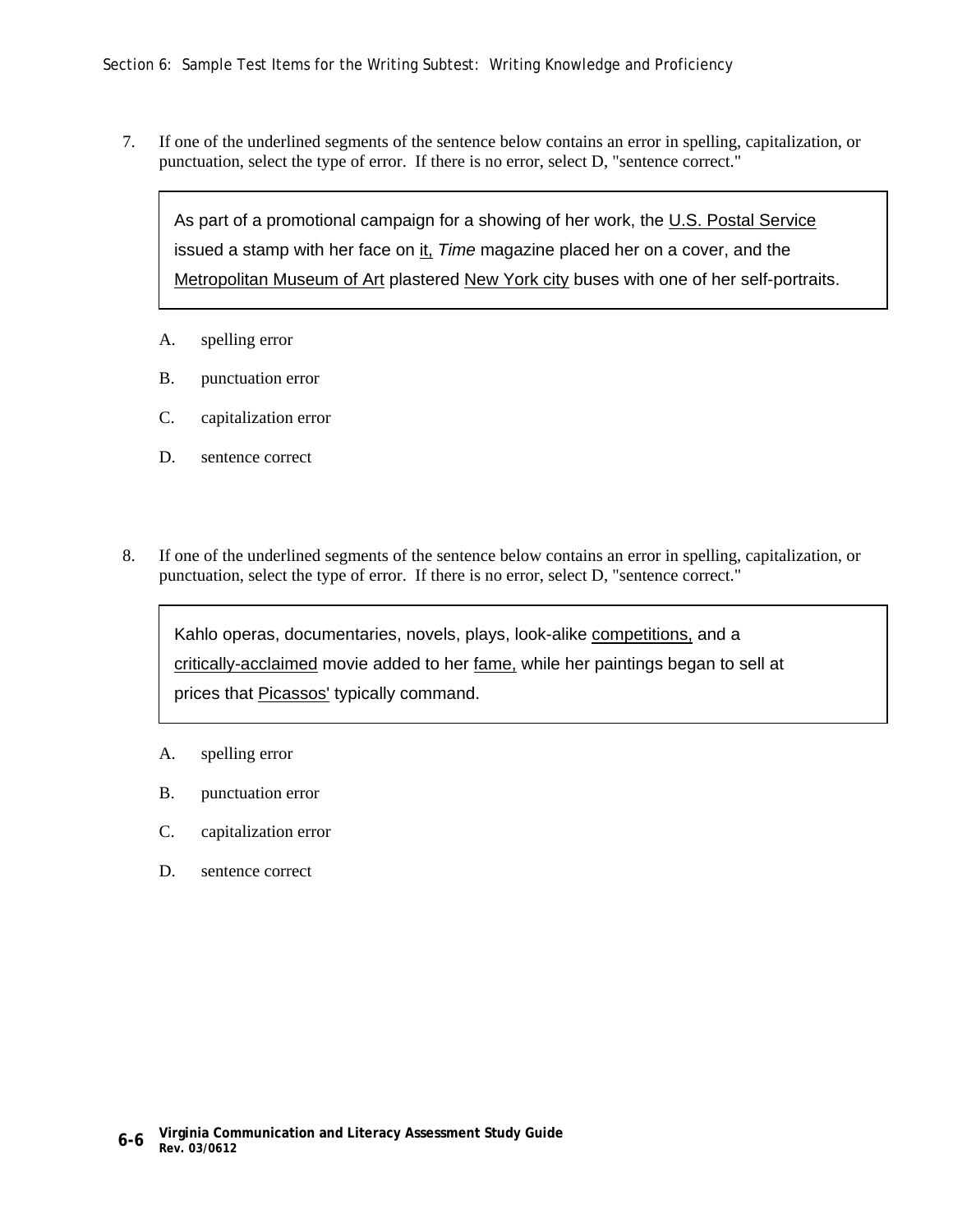7. If one of the underlined segments of the sentence below contains an error in spelling, capitalization, or punctuation, select the type of error. If there is no error, select D, "sentence correct."

> As part of a promotional campaign for a showing of her work, the <u>U.S. Postal Service</u> issued a stamp with her face on <u>it,</u> *Time* magazine placed her on a cover, and the <u>Metropolitan Museum of Art</u> plastered <u>New York city</u> buses with one of her self-portraits.

A. spelling error

B. punctuation error

C. capitalization error

D. sentence correct

8. If one of the underlined segments of the sentence below contains an error in spelling, capitalization, or punctuation, select the type of error. If there is no error, select D, "sentence correct."

> Kahlo operas, documentaries, novels, plays, look-alike <u>competitions,</u> and a <u>critically-acclaimed</u> movie added to her <u>fame,</u> while her paintings began to sell at prices that <u>Picassos'</u> typically command.

A. spelling error

B. punctuation error

C. capitalization error

D. sentence correct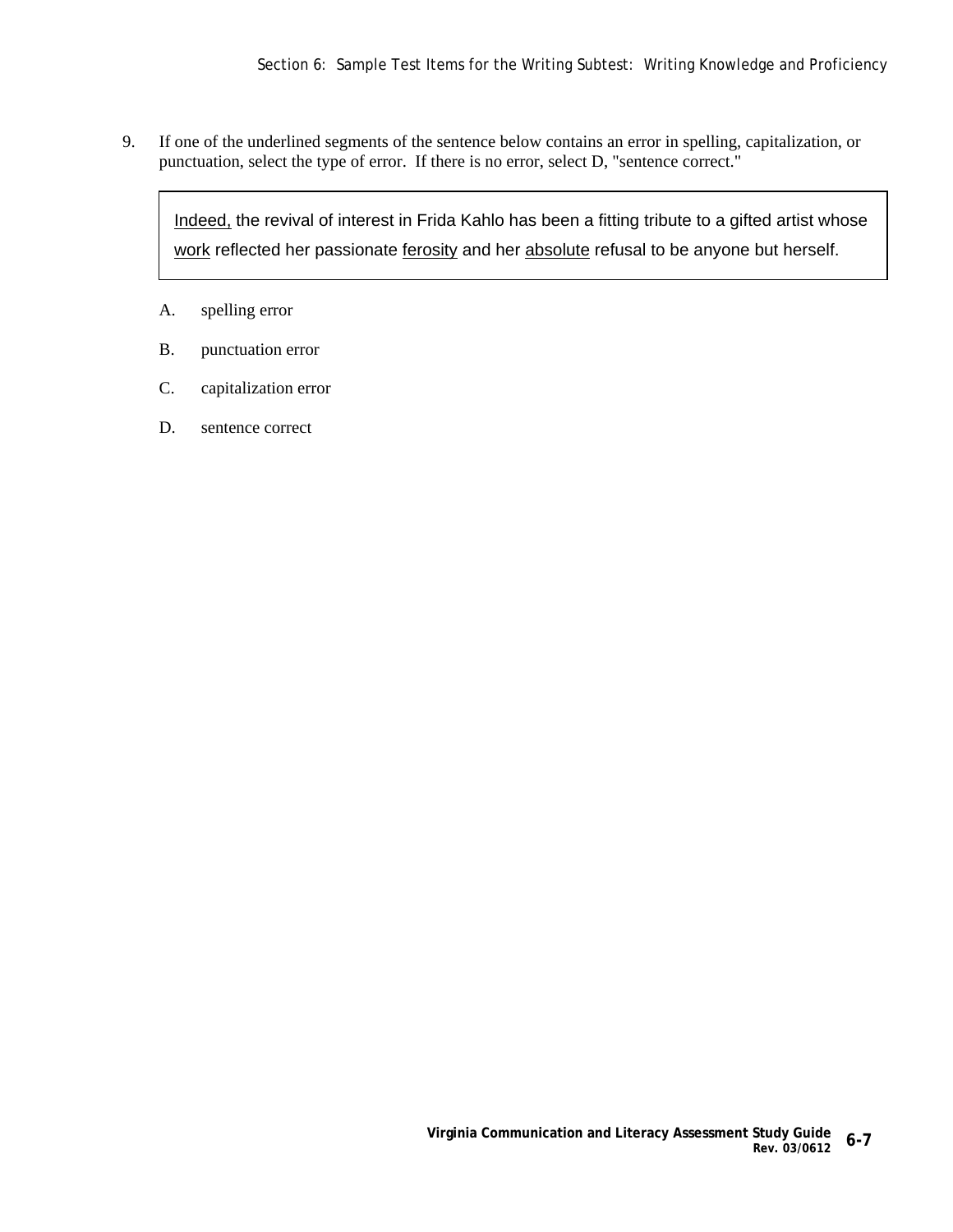9. If one of the underlined segments of the sentence below contains an error in spelling, capitalization, or punctuation, select the type of error. If there is no error, select D, "sentence correct."

> <u>Indeed,</u> the revival of interest in Frida Kahlo has been a fitting tribute to a gifted artist whose <u>work</u> reflected her passionate <u>ferosity</u> and her <u>absolute</u> refusal to be anyone but herself.

A. spelling error

B. punctuation error

C. capitalization error

D. sentence correct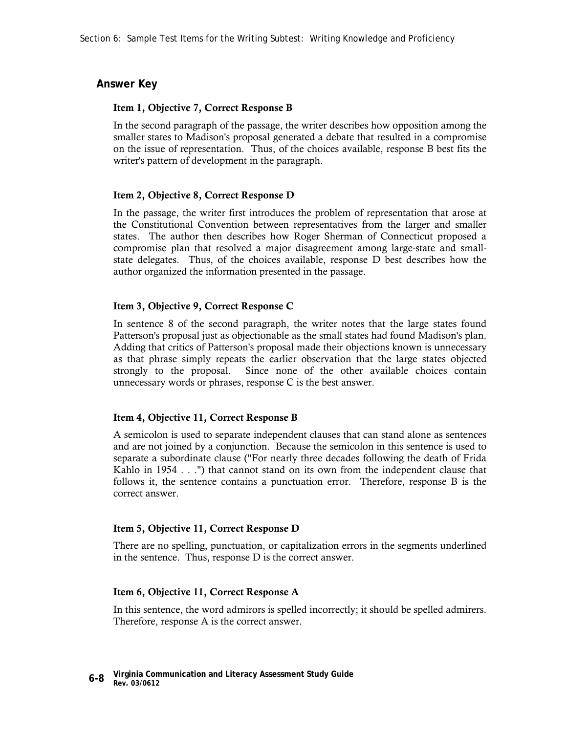## Answer Key

### Item 1, Objective 7, Correct Response B

In the second paragraph of the passage, the writer describes how opposition among the smaller states to Madison's proposal generated a debate that resulted in a compromise on the issue of representation. Thus, of the choices available, response B best fits the writer's pattern of development in the paragraph.

### Item 2, Objective 8, Correct Response D

In the passage, the writer first introduces the problem of representation that arose at the Constitutional Convention between representatives from the larger and smaller states. The author then describes how Roger Sherman of Connecticut proposed a compromise plan that resolved a major disagreement among large-state and small-state delegates. Thus, of the choices available, response D best describes how the author organized the information presented in the passage.

### Item 3, Objective 9, Correct Response C

In sentence 8 of the second paragraph, the writer notes that the large states found Patterson's proposal just as objectionable as the small states had found Madison's plan. Adding that critics of Patterson's proposal made their objections known is unnecessary as that phrase simply repeats the earlier observation that the large states objected strongly to the proposal. Since none of the other available choices contain unnecessary words or phrases, response C is the best answer.

### Item 4, Objective 11, Correct Response B

A semicolon is used to separate independent clauses that can stand alone as sentences and are not joined by a conjunction. Because the semicolon in this sentence is used to separate a subordinate clause ("For nearly three decades following the death of Frida Kahlo in 1954 . . .") that cannot stand on its own from the independent clause that follows it, the sentence contains a punctuation error. Therefore, response B is the correct answer.

### Item 5, Objective 11, Correct Response D

There are no spelling, punctuation, or capitalization errors in the segments underlined in the sentence. Thus, response D is the correct answer.

### Item 6, Objective 11, Correct Response A

In this sentence, the word <u>admirors</u> is spelled incorrectly; it should be spelled <u>admirers</u>. Therefore, response A is the correct answer.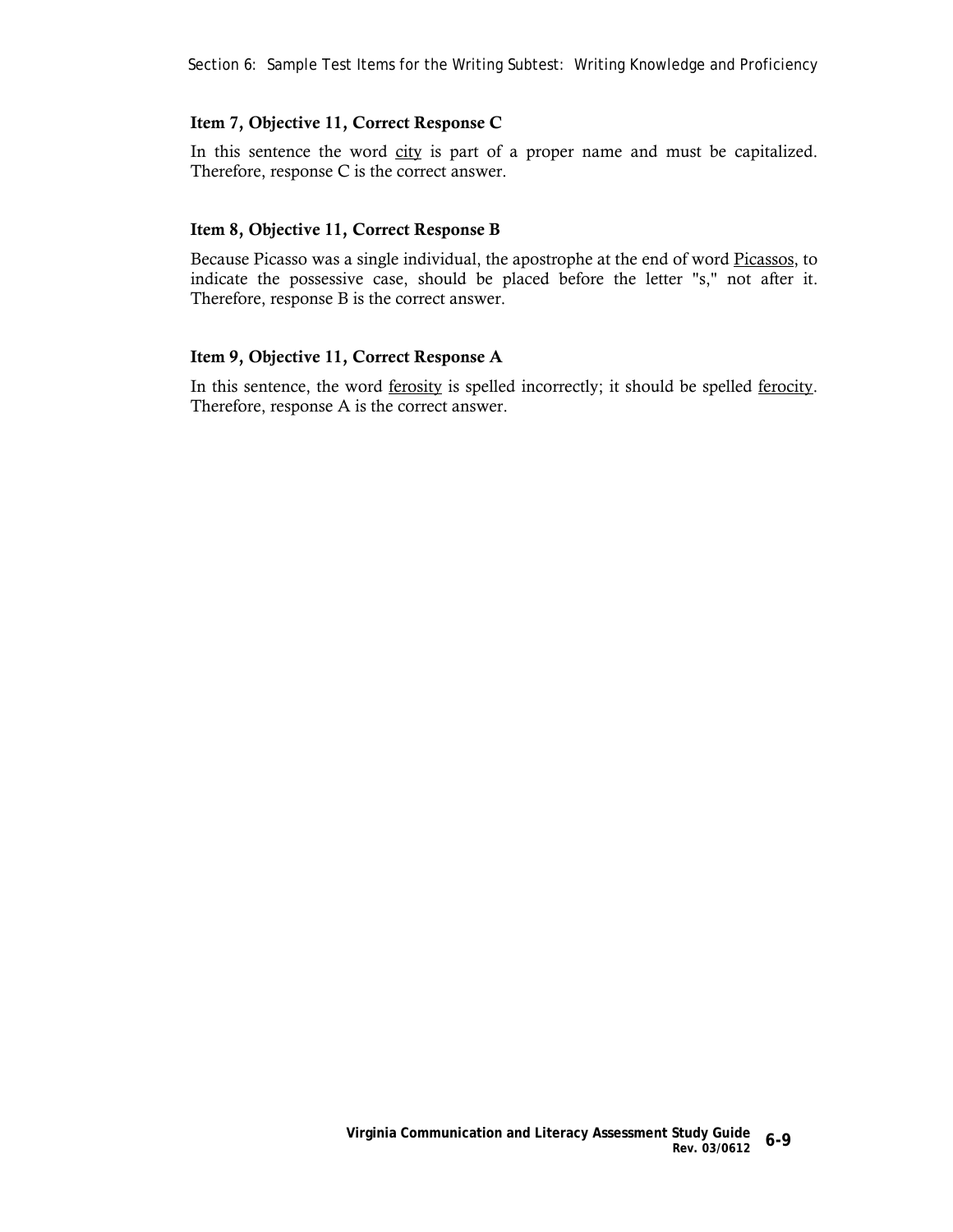### Item 7, Objective 11, Correct Response C

In this sentence the word <u>city</u> is part of a proper name and must be capitalized. Therefore, response C is the correct answer.

### Item 8, Objective 11, Correct Response B

Because Picasso was a single individual, the apostrophe at the end of word <u>Picassos</u>, to indicate the possessive case, should be placed before the letter "s," not after it. Therefore, response B is the correct answer.

### Item 9, Objective 11, Correct Response A

In this sentence, the word <u>ferosity</u> is spelled incorrectly; it should be spelled <u>ferocity</u>. Therefore, response A is the correct answer.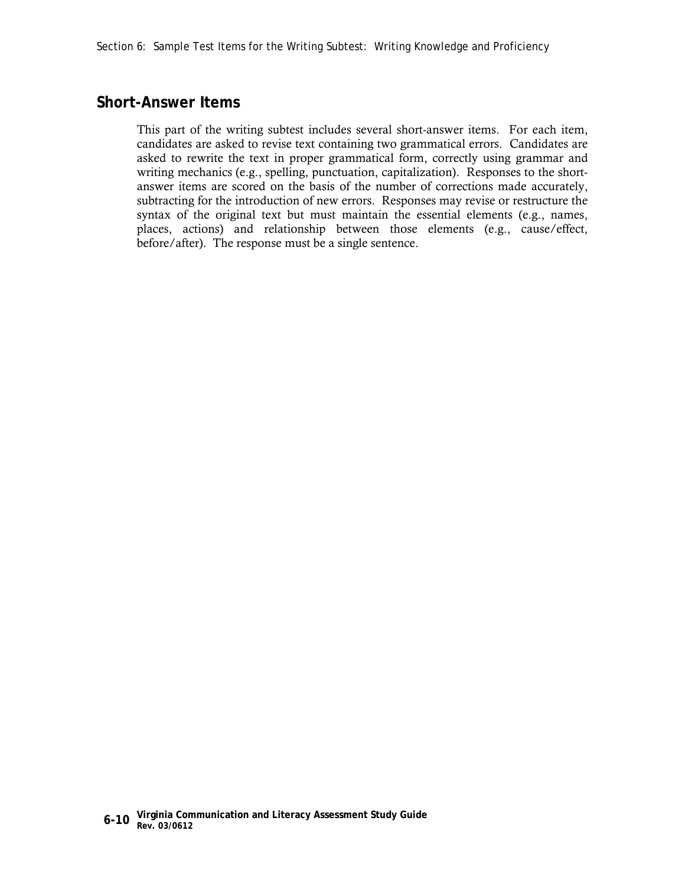## Short-Answer Items

This part of the writing subtest includes several short-answer items. For each item, candidates are asked to revise text containing two grammatical errors. Candidates are asked to rewrite the text in proper grammatical form, correctly using grammar and writing mechanics (e.g., spelling, punctuation, capitalization). Responses to the short-answer items are scored on the basis of the number of corrections made accurately, subtracting for the introduction of new errors. Responses may revise or restructure the syntax of the original text but must maintain the essential elements (e.g., names, places, actions) and relationship between those elements (e.g., cause/effect, before/after). The response must be a single sentence.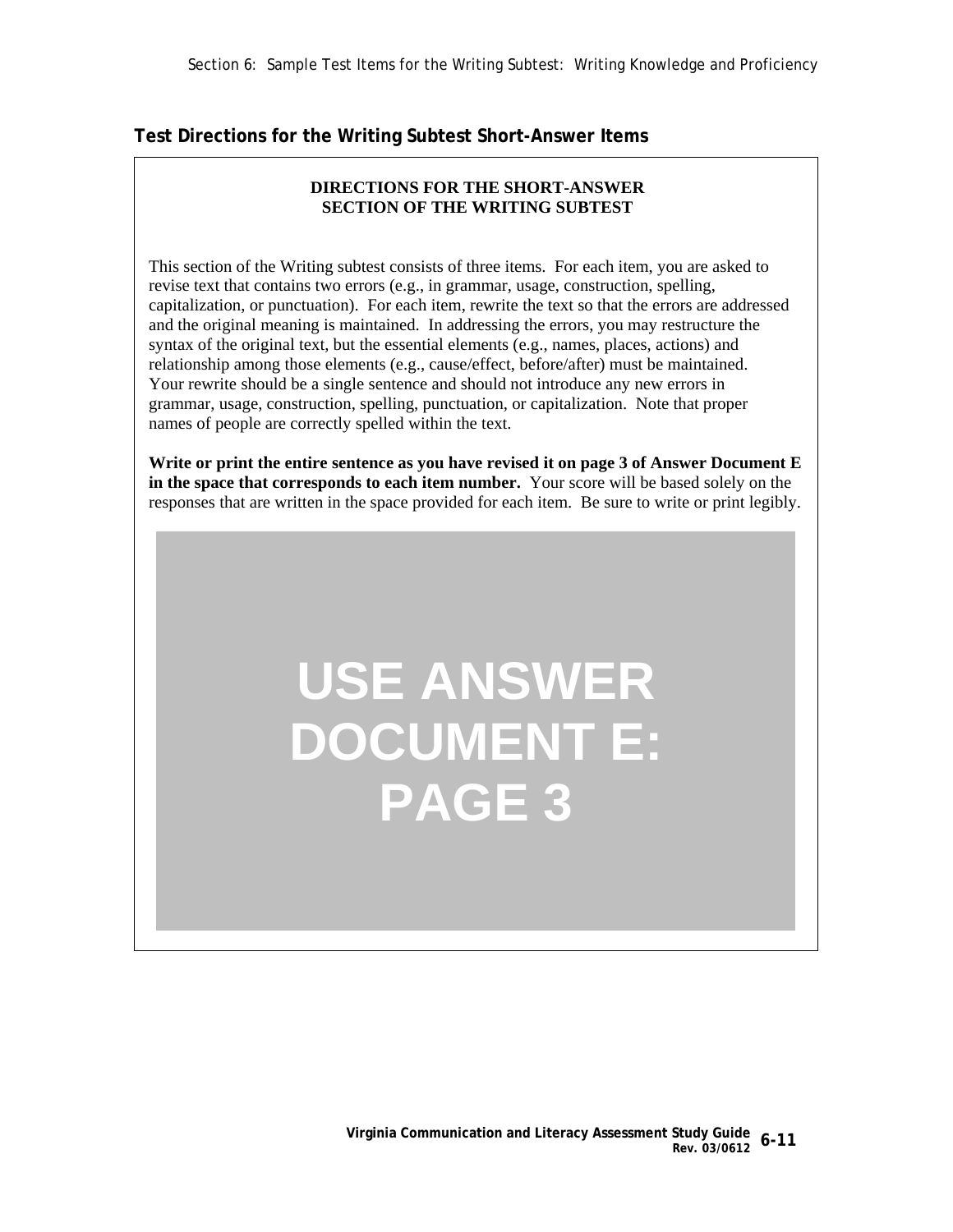## Test Directions for the Writing Subtest Short-Answer Items

**DIRECTIONS FOR THE SHORT-ANSWER SECTION OF THE WRITING SUBTEST**

This section of the Writing subtest consists of three items. For each item, you are asked to revise text that contains two errors (e.g., in grammar, usage, construction, spelling, capitalization, or punctuation). For each item, rewrite the text so that the errors are addressed and the original meaning is maintained. In addressing the errors, you may restructure the syntax of the original text, but the essential elements (e.g., names, places, actions) and relationship among those elements (e.g., cause/effect, before/after) must be maintained. Your rewrite should be a single sentence and should not introduce any new errors in grammar, usage, construction, spelling, punctuation, or capitalization. Note that proper names of people are correctly spelled within the text.

**Write or print the entire sentence as you have revised it on page 3 of Answer Document E in the space that corresponds to each item number.** Your score will be based solely on the responses that are written in the space provided for each item. Be sure to write or print legibly.

**USE ANSWER DOCUMENT E: PAGE 3**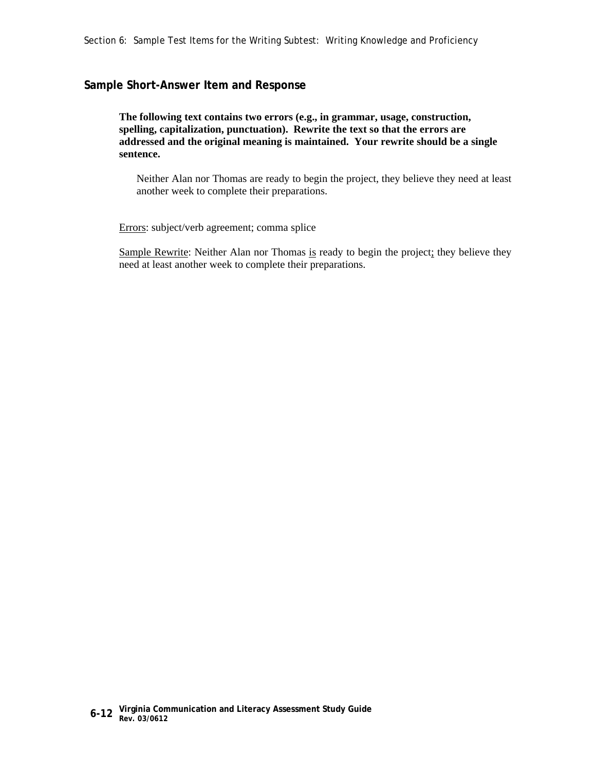## Sample Short-Answer Item and Response

**The following text contains two errors (e.g., in grammar, usage, construction, spelling, capitalization, punctuation). Rewrite the text so that the errors are addressed and the original meaning is maintained. Your rewrite should be a single sentence.**

> Neither Alan nor Thomas are ready to begin the project, they believe they need at least another week to complete their preparations.

<u>Errors</u>: subject/verb agreement; comma splice

<u>Sample Rewrite</u>: Neither Alan nor Thomas <u>is</u> ready to begin the project<u>;</u> they believe they need at least another week to complete their preparations.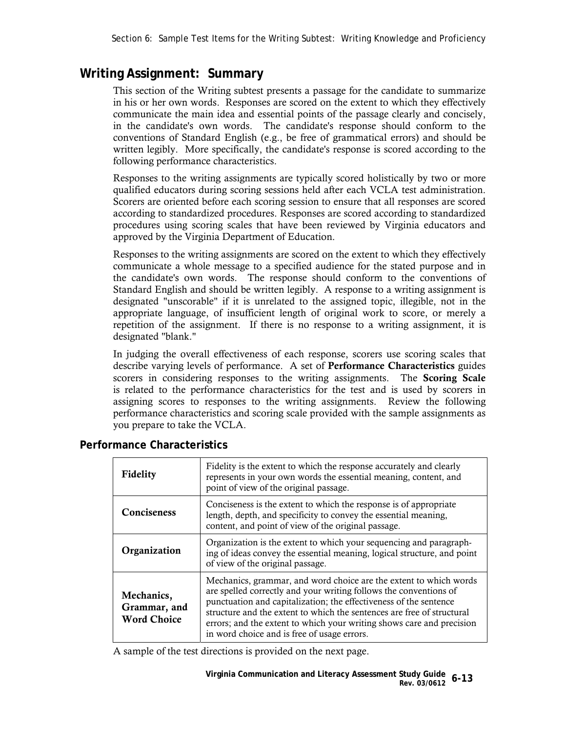## Writing Assignment: Summary

This section of the Writing subtest presents a passage for the candidate to summarize in his or her own words. Responses are scored on the extent to which they effectively communicate the main idea and essential points of the passage clearly and concisely, in the candidate's own words. The candidate's response should conform to the conventions of Standard English (e.g., be free of grammatical errors) and should be written legibly. More specifically, the candidate's response is scored according to the following performance characteristics.

Responses to the writing assignments are typically scored holistically by two or more qualified educators during scoring sessions held after each VCLA test administration. Scorers are oriented before each scoring session to ensure that all responses are scored according to standardized procedures. Responses are scored according to standardized procedures using scoring scales that have been reviewed by Virginia educators and approved by the Virginia Department of Education.

Responses to the writing assignments are scored on the extent to which they effectively communicate a whole message to a specified audience for the stated purpose and in the candidate's own words. The response should conform to the conventions of Standard English and should be written legibly. A response to a writing assignment is designated "unscorable" if it is unrelated to the assigned topic, illegible, not in the appropriate language, of insufficient length of original work to score, or merely a repetition of the assignment. If there is no response to a writing assignment, it is designated "blank."

In judging the overall effectiveness of each response, scorers use scoring scales that describe varying levels of performance. A set of **Performance Characteristics** guides scorers in considering responses to the writing assignments. The **Scoring Scale** is related to the performance characteristics for the test and is used by scorers in assigning scores to responses to the writing assignments. Review the following performance characteristics and scoring scale provided with the sample assignments as you prepare to take the VCLA.

### Performance Characteristics

| | |
|---|---|
| **Fidelity** | Fidelity is the extent to which the response accurately and clearly represents in your own words the essential meaning, content, and point of view of the original passage. |
| **Conciseness** | Conciseness is the extent to which the response is of appropriate length, depth, and specificity to convey the essential meaning, content, and point of view of the original passage. |
| **Organization** | Organization is the extent to which your sequencing and paragraph-ing of ideas convey the essential meaning, logical structure, and point of view of the original passage. |
| **Mechanics, Grammar, and Word Choice** | Mechanics, grammar, and word choice are the extent to which words are spelled correctly and your writing follows the conventions of punctuation and capitalization; the effectiveness of the sentence structure and the extent to which the sentences are free of structural errors; and the extent to which your writing shows care and precision in word choice and is free of usage errors. |

A sample of the test directions is provided on the next page.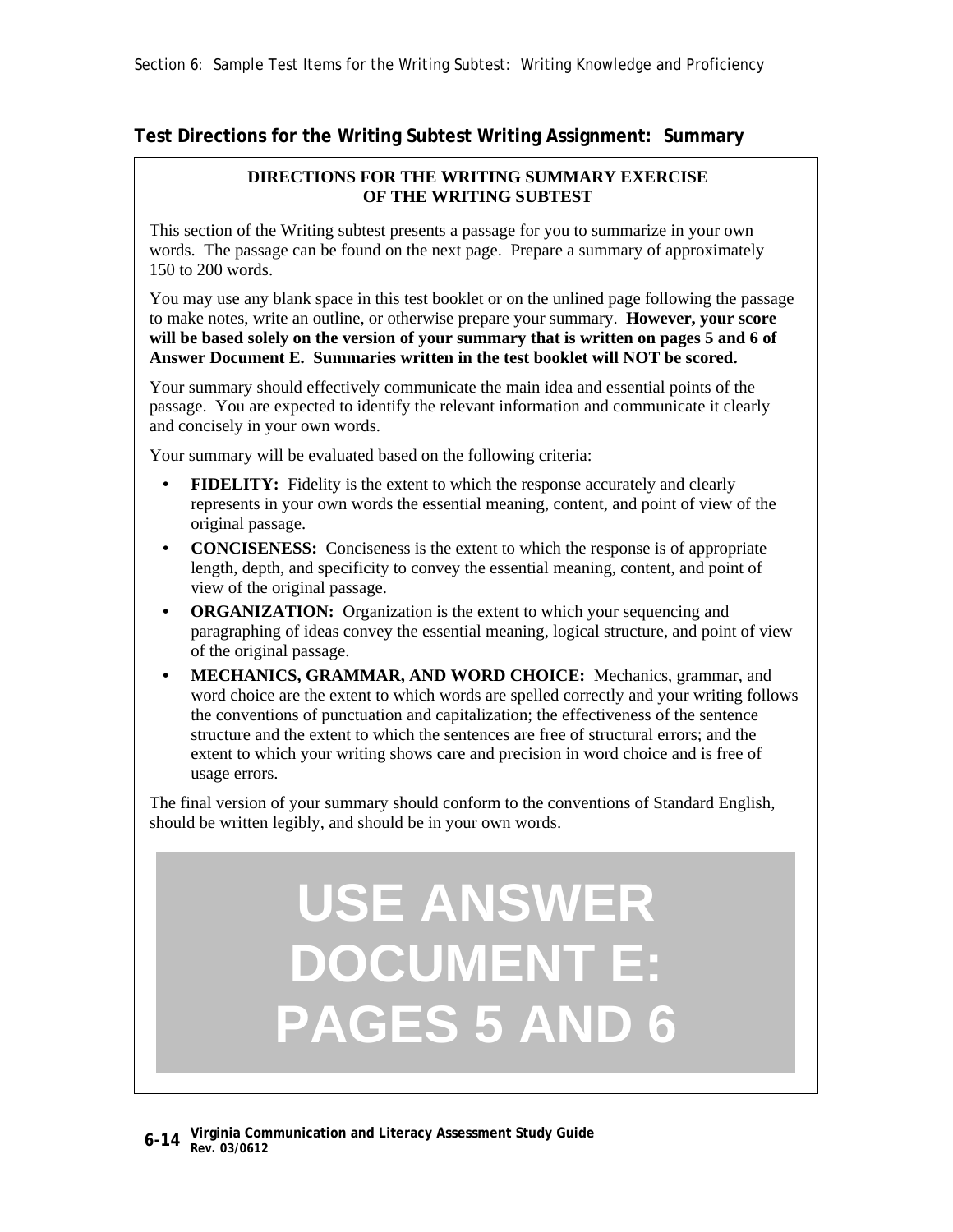## Test Directions for the Writing Subtest Writing Assignment: Summary

**DIRECTIONS FOR THE WRITING SUMMARY EXERCISE OF THE WRITING SUBTEST**

This section of the Writing subtest presents a passage for you to summarize in your own words. The passage can be found on the next page. Prepare a summary of approximately 150 to 200 words.

You may use any blank space in this test booklet or on the unlined page following the passage to make notes, write an outline, or otherwise prepare your summary. **However, your score will be based solely on the version of your summary that is written on pages 5 and 6 of Answer Document E. Summaries written in the test booklet will NOT be scored.**

Your summary should effectively communicate the main idea and essential points of the passage. You are expected to identify the relevant information and communicate it clearly and concisely in your own words.

Your summary will be evaluated based on the following criteria:

- **FIDELITY:** Fidelity is the extent to which the response accurately and clearly represents in your own words the essential meaning, content, and point of view of the original passage.
- **CONCISENESS:** Conciseness is the extent to which the response is of appropriate length, depth, and specificity to convey the essential meaning, content, and point of view of the original passage.
- **ORGANIZATION:** Organization is the extent to which your sequencing and paragraphing of ideas convey the essential meaning, logical structure, and point of view of the original passage.
- **MECHANICS, GRAMMAR, AND WORD CHOICE:** Mechanics, grammar, and word choice are the extent to which words are spelled correctly and your writing follows the conventions of punctuation and capitalization; the effectiveness of the sentence structure and the extent to which the sentences are free of structural errors; and the extent to which your writing shows care and precision in word choice and is free of usage errors.

The final version of your summary should conform to the conventions of Standard English, should be written legibly, and should be in your own words.

**USE ANSWER DOCUMENT E: PAGES 5 AND 6**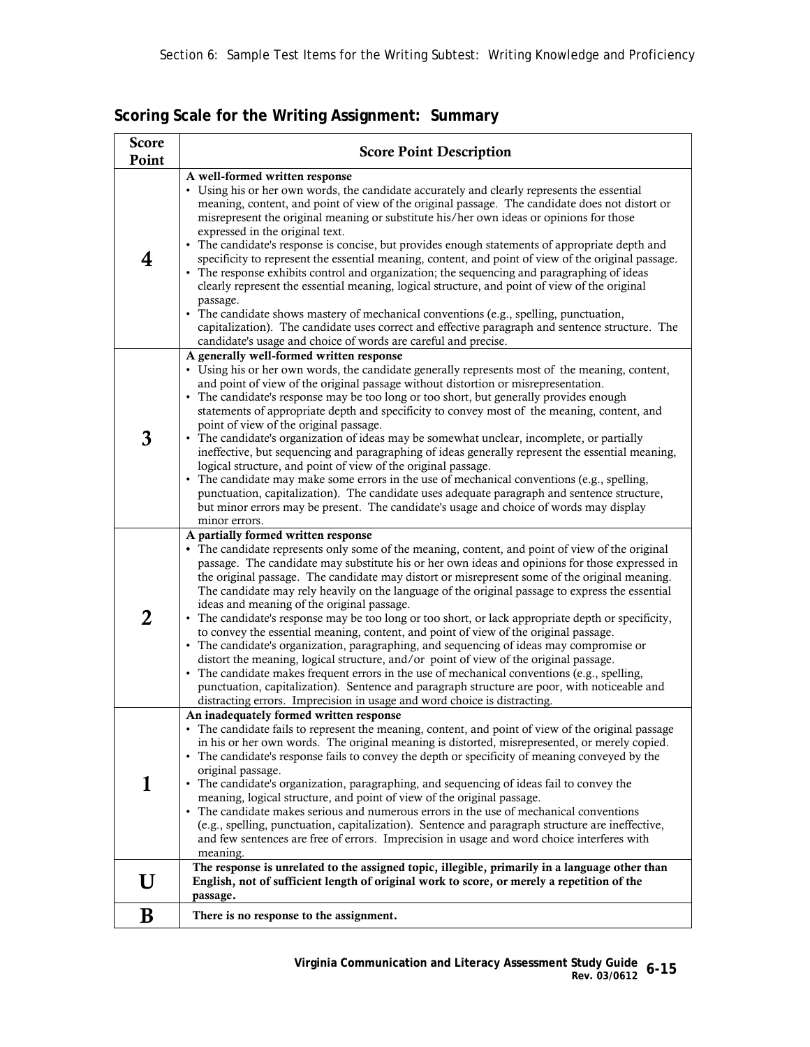## Scoring Scale for the Writing Assignment: Summary

| Score Point | Score Point Description |
|---|---|
| 4 | **A well-formed written response**<br>• Using his or her own words, the candidate accurately and clearly represents the essential meaning, content, and point of view of the original passage. The candidate does not distort or misrepresent the original meaning or substitute his/her own ideas or opinions for those expressed in the original text.<br>• The candidate's response is concise, but provides enough statements of appropriate depth and specificity to represent the essential meaning, content, and point of view of the original passage.<br>• The response exhibits control and organization; the sequencing and paragraphing of ideas clearly represent the essential meaning, logical structure, and point of view of the original passage.<br>• The candidate shows mastery of mechanical conventions (e.g., spelling, punctuation, capitalization). The candidate uses correct and effective paragraph and sentence structure. The candidate's usage and choice of words are careful and precise. |
| 3 | **A generally well-formed written response**<br>• Using his or her own words, the candidate generally represents most of the meaning, content, and point of view of the original passage without distortion or misrepresentation.<br>• The candidate's response may be too long or too short, but generally provides enough statements of appropriate depth and specificity to convey most of the meaning, content, and point of view of the original passage.<br>• The candidate's organization of ideas may be somewhat unclear, incomplete, or partially ineffective, but sequencing and paragraphing of ideas generally represent the essential meaning, logical structure, and point of view of the original passage.<br>• The candidate may make some errors in the use of mechanical conventions (e.g., spelling, punctuation, capitalization). The candidate uses adequate paragraph and sentence structure, but minor errors may be present. The candidate's usage and choice of words may display minor errors. |
| 2 | **A partially formed written response**<br>• The candidate represents only some of the meaning, content, and point of view of the original passage. The candidate may substitute his or her own ideas and opinions for those expressed in the original passage. The candidate may distort or misrepresent some of the original meaning. The candidate may rely heavily on the language of the original passage to express the essential ideas and meaning of the original passage.<br>• The candidate's response may be too long or too short, or lack appropriate depth or specificity, to convey the essential meaning, content, and point of view of the original passage.<br>• The candidate's organization, paragraphing, and sequencing of ideas may compromise or distort the meaning, logical structure, and/or point of view of the original passage.<br>• The candidate makes frequent errors in the use of mechanical conventions (e.g., spelling, punctuation, capitalization). Sentence and paragraph structure are poor, with noticeable and distracting errors. Imprecision in usage and word choice is distracting. |
| 1 | **An inadequately formed written response**<br>• The candidate fails to represent the meaning, content, and point of view of the original passage in his or her own words. The original meaning is distorted, misrepresented, or merely copied.<br>• The candidate's response fails to convey the depth or specificity of meaning conveyed by the original passage.<br>• The candidate's organization, paragraphing, and sequencing of ideas fail to convey the meaning, logical structure, and point of view of the original passage.<br>• The candidate makes serious and numerous errors in the use of mechanical conventions (e.g., spelling, punctuation, capitalization). Sentence and paragraph structure are ineffective, and few sentences are free of errors. Imprecision in usage and word choice interferes with meaning. |
| U | **The response is unrelated to the assigned topic, illegible, primarily in a language other than English, not of sufficient length of original work to score, or merely a repetition of the passage.** |
| B | **There is no response to the assignment.** |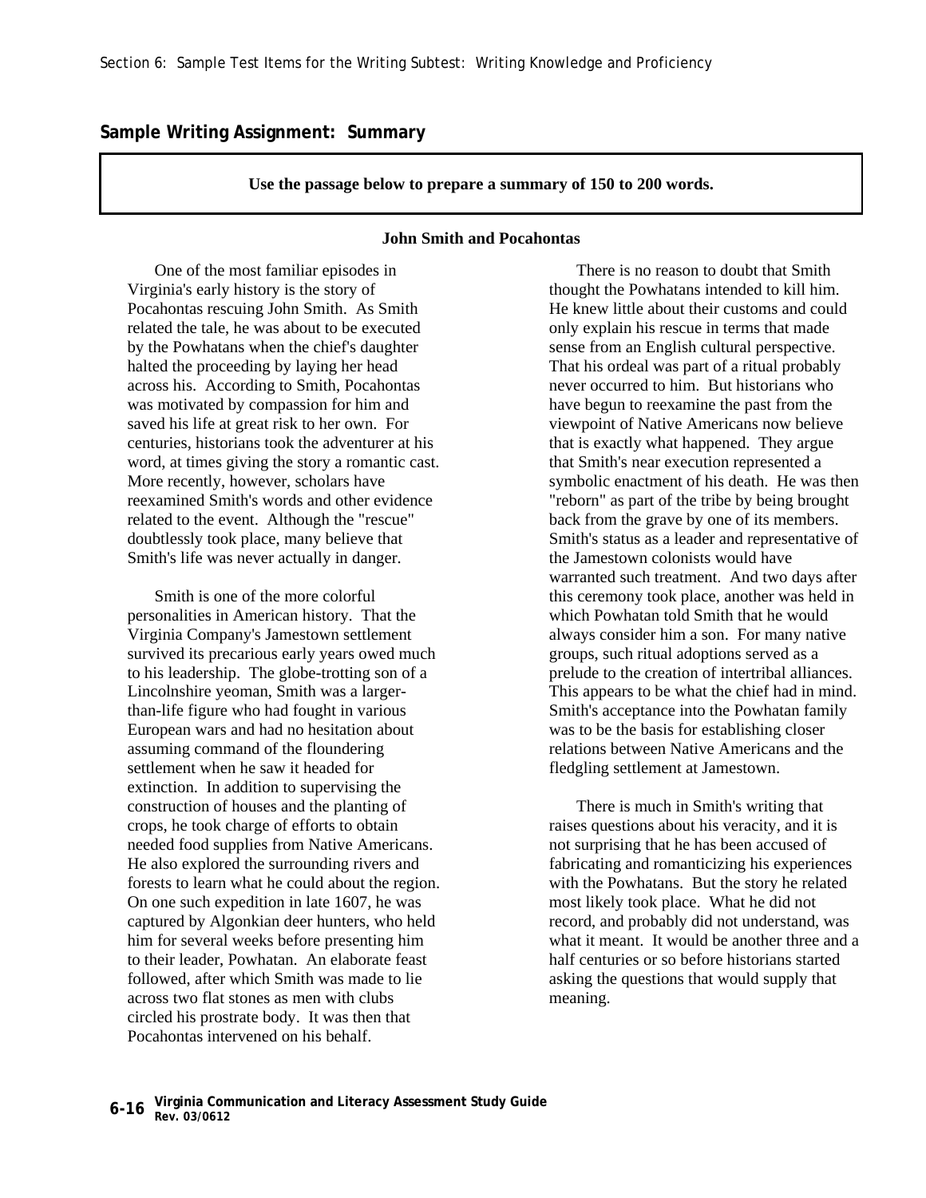## Sample Writing Assignment: Summary

**Use the passage below to prepare a summary of 150 to 200 words.**

**John Smith and Pocahontas**

One of the most familiar episodes in Virginia's early history is the story of Pocahontas rescuing John Smith. As Smith related the tale, he was about to be executed by the Powhatans when the chief's daughter halted the proceeding by laying her head across his. According to Smith, Pocahontas was motivated by compassion for him and saved his life at great risk to her own. For centuries, historians took the adventurer at his word, at times giving the story a romantic cast. More recently, however, scholars have reexamined Smith's words and other evidence related to the event. Although the "rescue" doubtlessly took place, many believe that Smith's life was never actually in danger.

Smith is one of the more colorful personalities in American history. That the Virginia Company's Jamestown settlement survived its precarious early years owed much to his leadership. The globe-trotting son of a Lincolnshire yeoman, Smith was a larger-than-life figure who had fought in various European wars and had no hesitation about assuming command of the floundering settlement when he saw it headed for extinction. In addition to supervising the construction of houses and the planting of crops, he took charge of efforts to obtain needed food supplies from Native Americans. He also explored the surrounding rivers and forests to learn what he could about the region. On one such expedition in late 1607, he was captured by Algonkian deer hunters, who held him for several weeks before presenting him to their leader, Powhatan. An elaborate feast followed, after which Smith was made to lie across two flat stones as men with clubs circled his prostrate body. It was then that Pocahontas intervened on his behalf.

There is no reason to doubt that Smith thought the Powhatans intended to kill him. He knew little about their customs and could only explain his rescue in terms that made sense from an English cultural perspective. That his ordeal was part of a ritual probably never occurred to him. But historians who have begun to reexamine the past from the viewpoint of Native Americans now believe that is exactly what happened. They argue that Smith's near execution represented a symbolic enactment of his death. He was then "reborn" as part of the tribe by being brought back from the grave by one of its members. Smith's status as a leader and representative of the Jamestown colonists would have warranted such treatment. And two days after this ceremony took place, another was held in which Powhatan told Smith that he would always consider him a son. For many native groups, such ritual adoptions served as a prelude to the creation of intertribal alliances. This appears to be what the chief had in mind. Smith's acceptance into the Powhatan family was to be the basis for establishing closer relations between Native Americans and the fledgling settlement at Jamestown.

There is much in Smith's writing that raises questions about his veracity, and it is not surprising that he has been accused of fabricating and romanticizing his experiences with the Powhatans. But the story he related most likely took place. What he did not record, and probably did not understand, was what it meant. It would be another three and a half centuries or so before historians started asking the questions that would supply that meaning.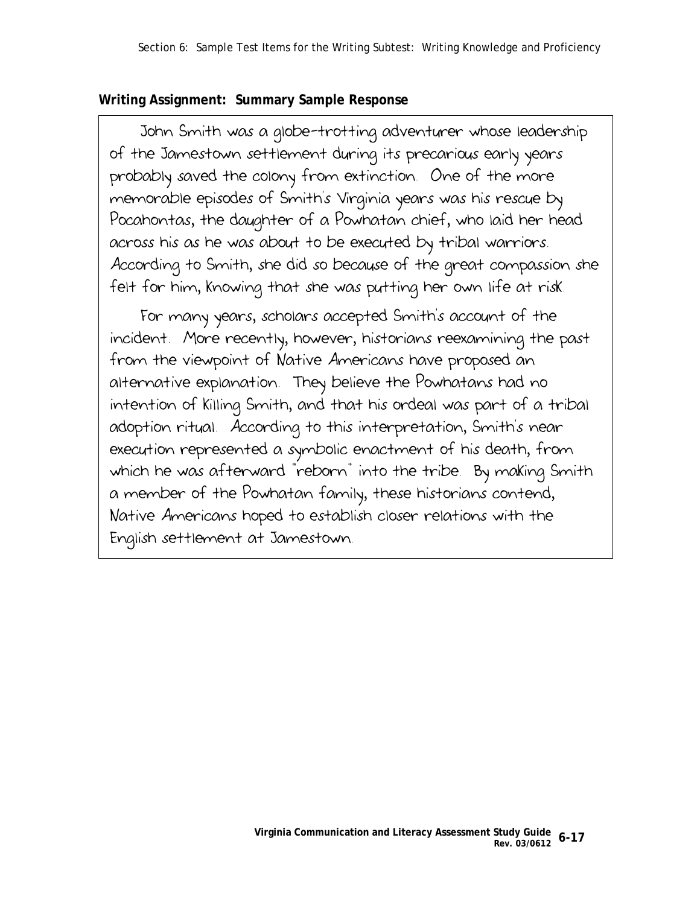**Writing Assignment: Summary Sample Response**

John Smith was a globe-trotting adventurer whose leadership of the Jamestown settlement during its precarious early years probably saved the colony from extinction. One of the more memorable episodes of Smith's Virginia years was his rescue by Pocahontas, the daughter of a Powhatan chief, who laid her head across his as he was about to be executed by tribal warriors. According to Smith, she did so because of the great compassion she felt for him, knowing that she was putting her own life at risk.

For many years, scholars accepted Smith's account of the incident. More recently, however, historians reexamining the past from the viewpoint of Native Americans have proposed an alternative explanation. They believe the Powhatans had no intention of killing Smith, and that his ordeal was part of a tribal adoption ritual. According to this interpretation, Smith's near execution represented a symbolic enactment of his death, from which he was afterward "reborn" into the tribe. By making Smith a member of the Powhatan family, these historians contend, Native Americans hoped to establish closer relations with the English settlement at Jamestown.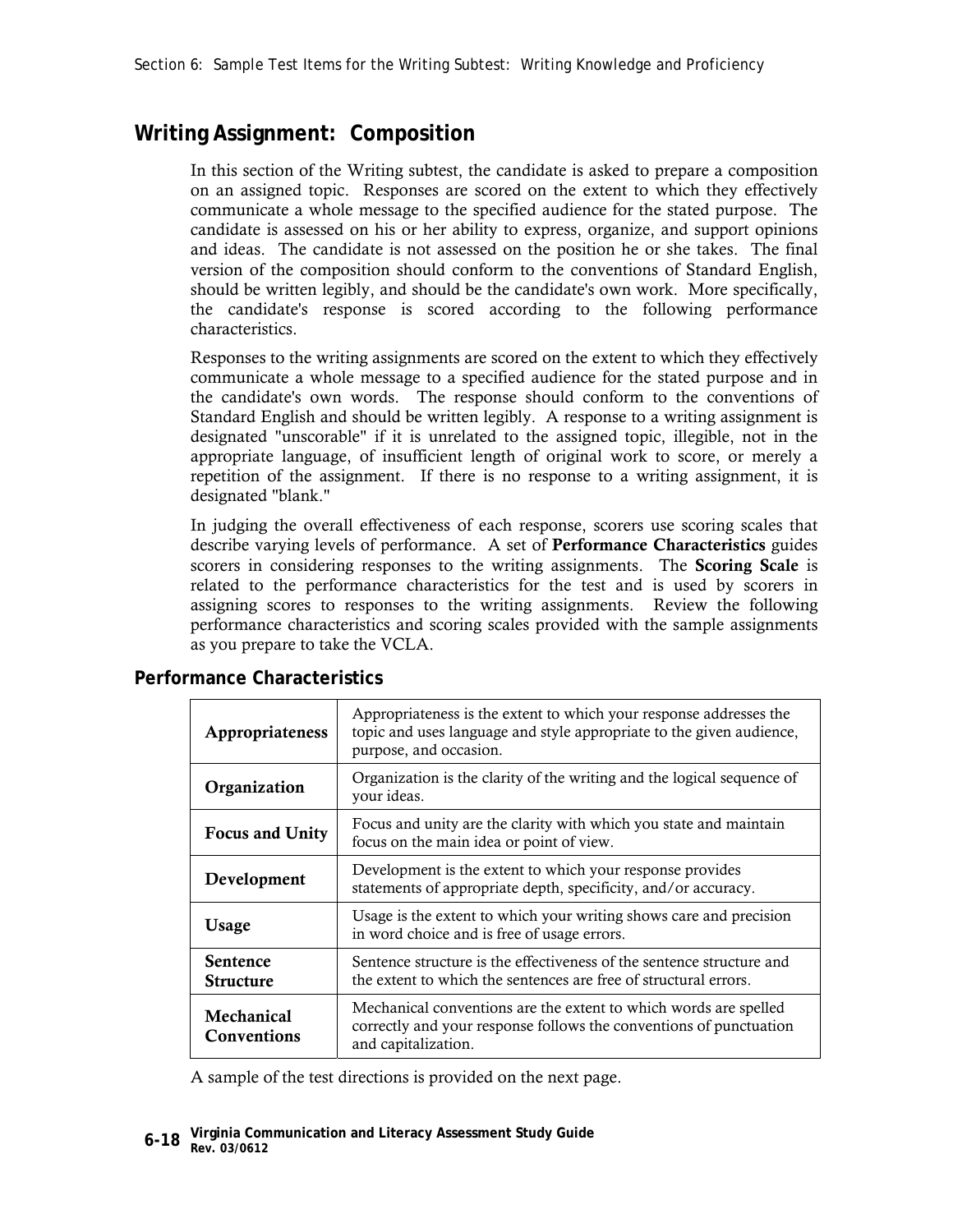## Writing Assignment: Composition

In this section of the Writing subtest, the candidate is asked to prepare a composition on an assigned topic. Responses are scored on the extent to which they effectively communicate a whole message to the specified audience for the stated purpose. The candidate is assessed on his or her ability to express, organize, and support opinions and ideas. The candidate is not assessed on the position he or she takes. The final version of the composition should conform to the conventions of Standard English, should be written legibly, and should be the candidate's own work. More specifically, the candidate's response is scored according to the following performance characteristics.

Responses to the writing assignments are scored on the extent to which they effectively communicate a whole message to a specified audience for the stated purpose and in the candidate's own words. The response should conform to the conventions of Standard English and should be written legibly. A response to a writing assignment is designated "unscorable" if it is unrelated to the assigned topic, illegible, not in the appropriate language, of insufficient length of original work to score, or merely a repetition of the assignment. If there is no response to a writing assignment, it is designated "blank."

In judging the overall effectiveness of each response, scorers use scoring scales that describe varying levels of performance. A set of **Performance Characteristics** guides scorers in considering responses to the writing assignments. The **Scoring Scale** is related to the performance characteristics for the test and is used by scorers in assigning scores to responses to the writing assignments. Review the following performance characteristics and scoring scales provided with the sample assignments as you prepare to take the VCLA.

### Performance Characteristics

| | |
|---|---|
| **Appropriateness** | Appropriateness is the extent to which your response addresses the topic and uses language and style appropriate to the given audience, purpose, and occasion. |
| **Organization** | Organization is the clarity of the writing and the logical sequence of your ideas. |
| **Focus and Unity** | Focus and unity are the clarity with which you state and maintain focus on the main idea or point of view. |
| **Development** | Development is the extent to which your response provides statements of appropriate depth, specificity, and/or accuracy. |
| **Usage** | Usage is the extent to which your writing shows care and precision in word choice and is free of usage errors. |
| **Sentence Structure** | Sentence structure is the effectiveness of the sentence structure and the extent to which the sentences are free of structural errors. |
| **Mechanical Conventions** | Mechanical conventions are the extent to which words are spelled correctly and your response follows the conventions of punctuation and capitalization. |

A sample of the test directions is provided on the next page.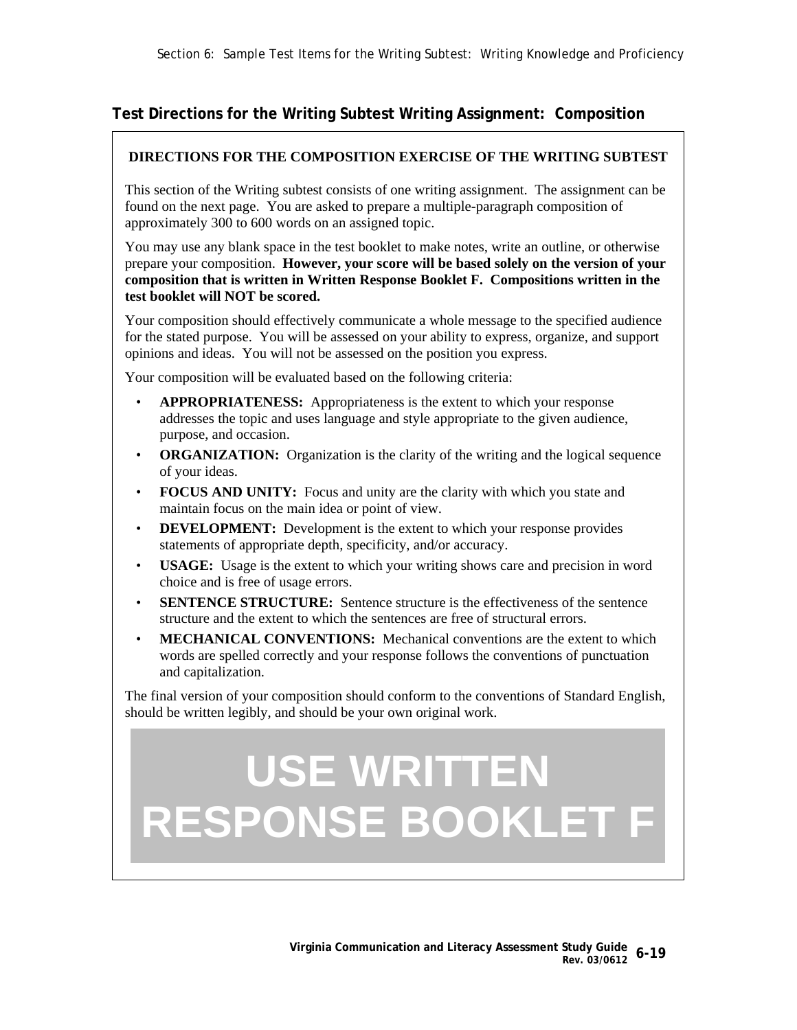## Test Directions for the Writing Subtest Writing Assignment: Composition

**DIRECTIONS FOR THE COMPOSITION EXERCISE OF THE WRITING SUBTEST**

This section of the Writing subtest consists of one writing assignment. The assignment can be found on the next page. You are asked to prepare a multiple-paragraph composition of approximately 300 to 600 words on an assigned topic.

You may use any blank space in the test booklet to make notes, write an outline, or otherwise prepare your composition. **However, your score will be based solely on the version of your composition that is written in Written Response Booklet F. Compositions written in the test booklet will NOT be scored.**

Your composition should effectively communicate a whole message to the specified audience for the stated purpose. You will be assessed on your ability to express, organize, and support opinions and ideas. You will not be assessed on the position you express.

Your composition will be evaluated based on the following criteria:

- **APPROPRIATENESS:** Appropriateness is the extent to which your response addresses the topic and uses language and style appropriate to the given audience, purpose, and occasion.
- **ORGANIZATION:** Organization is the clarity of the writing and the logical sequence of your ideas.
- **FOCUS AND UNITY:** Focus and unity are the clarity with which you state and maintain focus on the main idea or point of view.
- **DEVELOPMENT:** Development is the extent to which your response provides statements of appropriate depth, specificity, and/or accuracy.
- **USAGE:** Usage is the extent to which your writing shows care and precision in word choice and is free of usage errors.
- **SENTENCE STRUCTURE:** Sentence structure is the effectiveness of the sentence structure and the extent to which the sentences are free of structural errors.
- **MECHANICAL CONVENTIONS:** Mechanical conventions are the extent to which words are spelled correctly and your response follows the conventions of punctuation and capitalization.

The final version of your composition should conform to the conventions of Standard English, should be written legibly, and should be your own original work.

**USE WRITTEN RESPONSE BOOKLET F**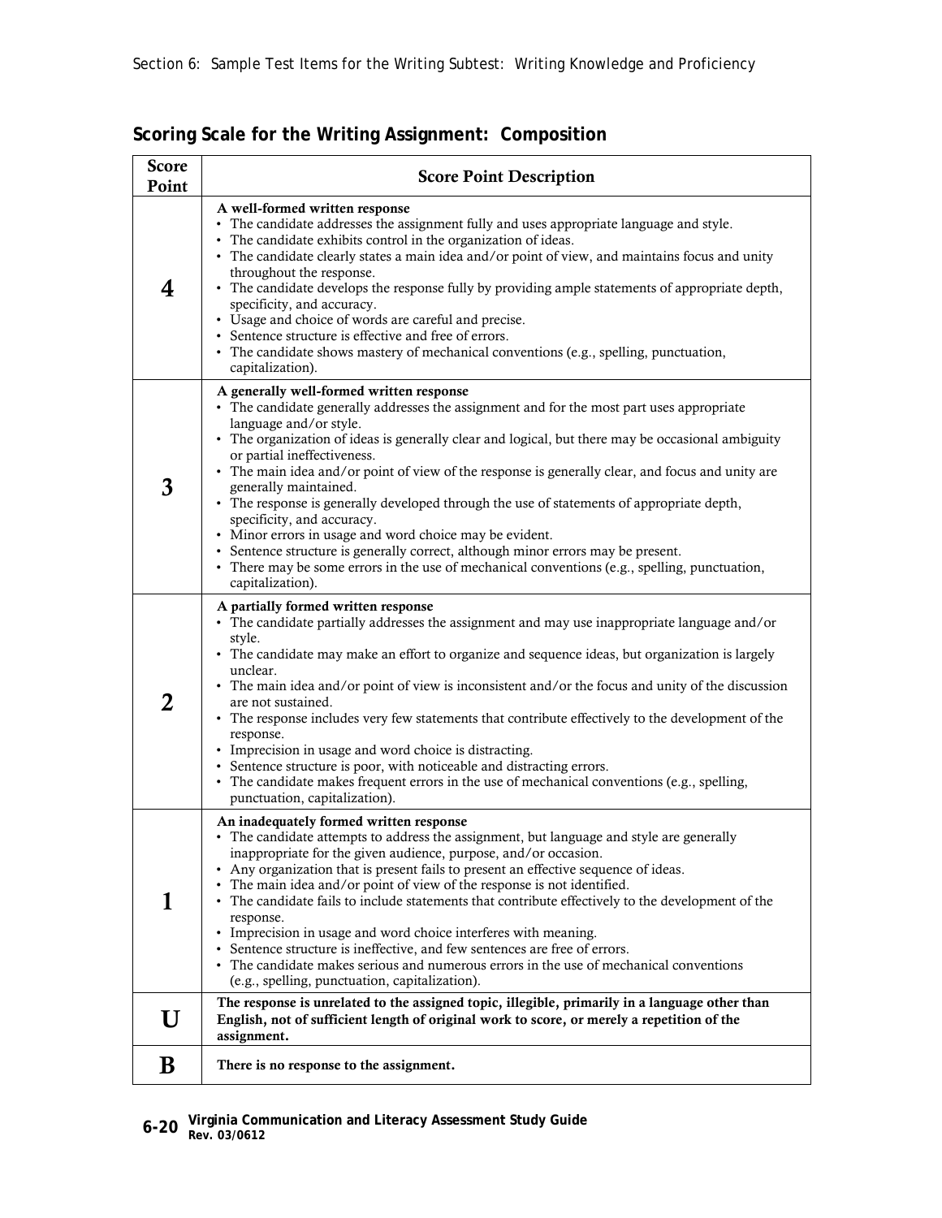## Scoring Scale for the Writing Assignment: Composition

| Score Point | Score Point Description |
|---|---|
| **4** | **A well-formed written response**<br>• The candidate addresses the assignment fully and uses appropriate language and style.<br>• The candidate exhibits control in the organization of ideas.<br>• The candidate clearly states a main idea and/or point of view, and maintains focus and unity throughout the response.<br>• The candidate develops the response fully by providing ample statements of appropriate depth, specificity, and accuracy.<br>• Usage and choice of words are careful and precise.<br>• Sentence structure is effective and free of errors.<br>• The candidate shows mastery of mechanical conventions (e.g., spelling, punctuation, capitalization). |
| **3** | **A generally well-formed written response**<br>• The candidate generally addresses the assignment and for the most part uses appropriate language and/or style.<br>• The organization of ideas is generally clear and logical, but there may be occasional ambiguity or partial ineffectiveness.<br>• The main idea and/or point of view of the response is generally clear, and focus and unity are generally maintained.<br>• The response is generally developed through the use of statements of appropriate depth, specificity, and accuracy.<br>• Minor errors in usage and word choice may be evident.<br>• Sentence structure is generally correct, although minor errors may be present.<br>• There may be some errors in the use of mechanical conventions (e.g., spelling, punctuation, capitalization). |
| **2** | **A partially formed written response**<br>• The candidate partially addresses the assignment and may use inappropriate language and/or style.<br>• The candidate may make an effort to organize and sequence ideas, but organization is largely unclear.<br>• The main idea and/or point of view is inconsistent and/or the focus and unity of the discussion are not sustained.<br>• The response includes very few statements that contribute effectively to the development of the response.<br>• Imprecision in usage and word choice is distracting.<br>• Sentence structure is poor, with noticeable and distracting errors.<br>• The candidate makes frequent errors in the use of mechanical conventions (e.g., spelling, punctuation, capitalization). |
| **1** | **An inadequately formed written response**<br>• The candidate attempts to address the assignment, but language and style are generally inappropriate for the given audience, purpose, and/or occasion.<br>• Any organization that is present fails to present an effective sequence of ideas.<br>• The main idea and/or point of view of the response is not identified.<br>• The candidate fails to include statements that contribute effectively to the development of the response.<br>• Imprecision in usage and word choice interferes with meaning.<br>• Sentence structure is ineffective, and few sentences are free of errors.<br>• The candidate makes serious and numerous errors in the use of mechanical conventions (e.g., spelling, punctuation, capitalization). |
| **U** | **The response is unrelated to the assigned topic, illegible, primarily in a language other than English, not of sufficient length of original work to score, or merely a repetition of the assignment.** |
| **B** | **There is no response to the assignment.** |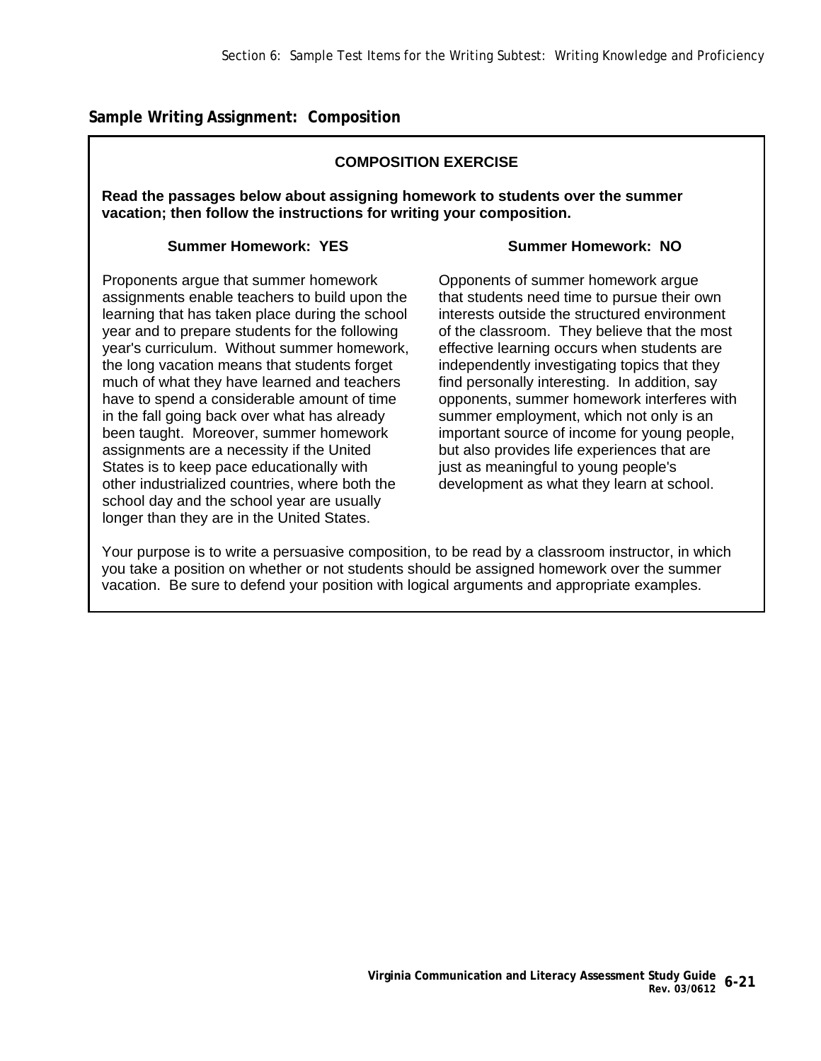## Sample Writing Assignment: Composition

### COMPOSITION EXERCISE

**Read the passages below about assigning homework to students over the summer vacation; then follow the instructions for writing your composition.**

**Summer Homework: YES**

Proponents argue that summer homework assignments enable teachers to build upon the learning that has taken place during the school year and to prepare students for the following year's curriculum. Without summer homework, the long vacation means that students forget much of what they have learned and teachers have to spend a considerable amount of time in the fall going back over what has already been taught. Moreover, summer homework assignments are a necessity if the United States is to keep pace educationally with other industrialized countries, where both the school day and the school year are usually longer than they are in the United States.

**Summer Homework: NO**

Opponents of summer homework argue that students need time to pursue their own interests outside the structured environment of the classroom. They believe that the most effective learning occurs when students are independently investigating topics that they find personally interesting. In addition, say opponents, summer homework interferes with summer employment, which not only is an important source of income for young people, but also provides life experiences that are just as meaningful to young people's development as what they learn at school.

Your purpose is to write a persuasive composition, to be read by a classroom instructor, in which you take a position on whether or not students should be assigned homework over the summer vacation. Be sure to defend your position with logical arguments and appropriate examples.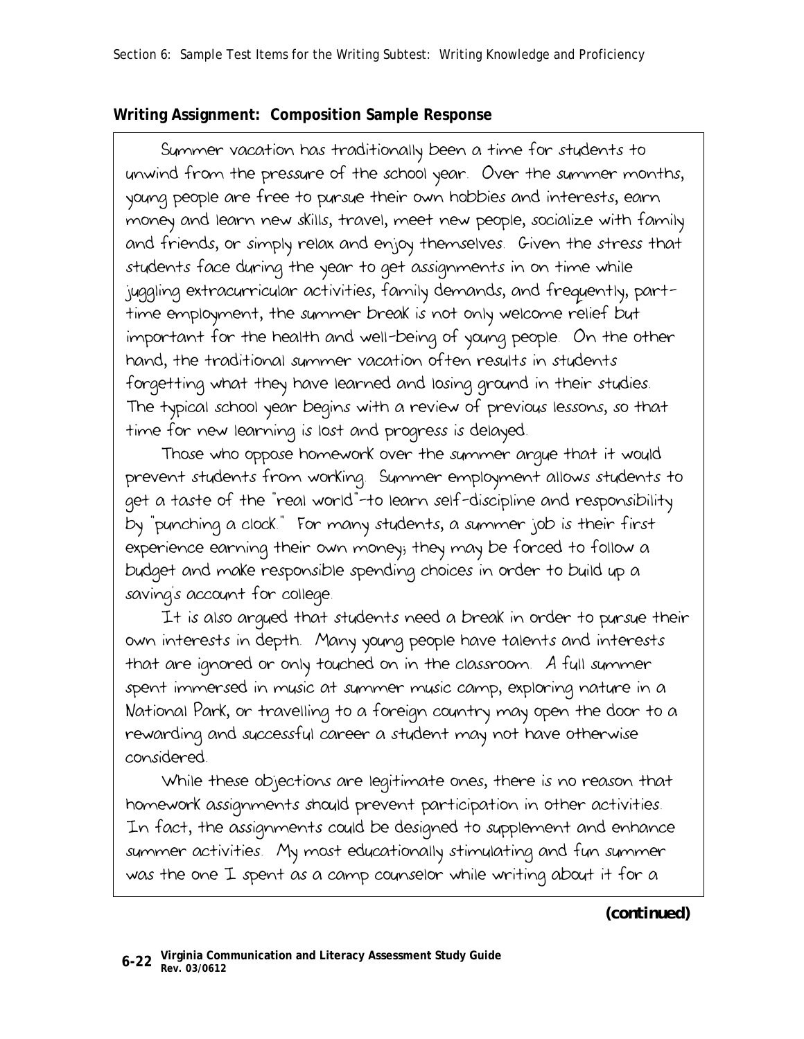**Writing Assignment: Composition Sample Response**

Summer vacation has traditionally been a time for students to unwind from the pressure of the school year. Over the summer months, young people are free to pursue their own hobbies and interests, earn money and learn new skills, travel, meet new people, socialize with family and friends, or simply relax and enjoy themselves. Given the stress that students face during the year to get assignments in on time while juggling extracurricular activities, family demands, and frequently, part-time employment, the summer break is not only welcome relief but important for the health and well-being of young people. On the other hand, the traditional summer vacation often results in students forgetting what they have learned and losing ground in their studies. The typical school year begins with a review of previous lessons, so that time for new learning is lost and progress is delayed.

Those who oppose homework over the summer argue that it would prevent students from working. Summer employment allows students to get a taste of the "real world"–to learn self-discipline and responsibility by "punching a clock." For many students, a summer job is their first experience earning their own money; they may be forced to follow a budget and make responsible spending choices in order to build up a saving's account for college.

It is also argued that students need a break in order to pursue their own interests in depth. Many young people have talents and interests that are ignored or only touched on in the classroom. A full summer spent immersed in music at summer music camp, exploring nature in a National Park, or travelling to a foreign country may open the door to a rewarding and successful career a student may not have otherwise considered.

While these objections are legitimate ones, there is no reason that homework assignments should prevent participation in other activities. In fact, the assignments could be designed to supplement and enhance summer activities. My most educationally stimulating and fun summer was the one I spent as a camp counselor while writing about it for a

**(continued)**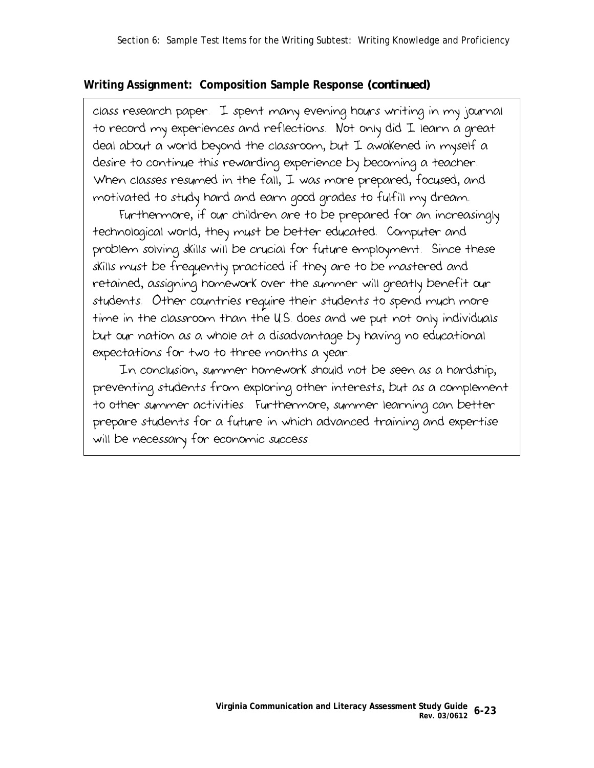## Writing Assignment: Composition Sample Response (*continued*)

class research paper. I spent many evening hours writing in my journal to record my experiences and reflections. Not only did I learn a great deal about a world beyond the classroom, but I awakened in myself a desire to continue this rewarding experience by becoming a teacher. When classes resumed in the fall, I was more prepared, focused, and motivated to study hard and earn good grades to fulfill my dream.

Furthermore, if our children are to be prepared for an increasingly technological world, they must be better educated. Computer and problem solving skills will be crucial for future employment. Since these skills must be frequently practiced if they are to be mastered and retained, assigning homework over the summer will greatly benefit our students. Other countries require their students to spend much more time in the classroom than the U.S. does and we put not only individuals but our nation as a whole at a disadvantage by having no educational expectations for two to three months a year.

In conclusion, summer homework should not be seen as a hardship, preventing students from exploring other interests, but as a complement to other summer activities. Furthermore, summer learning can better prepare students for a future in which advanced training and expertise will be necessary for economic success.